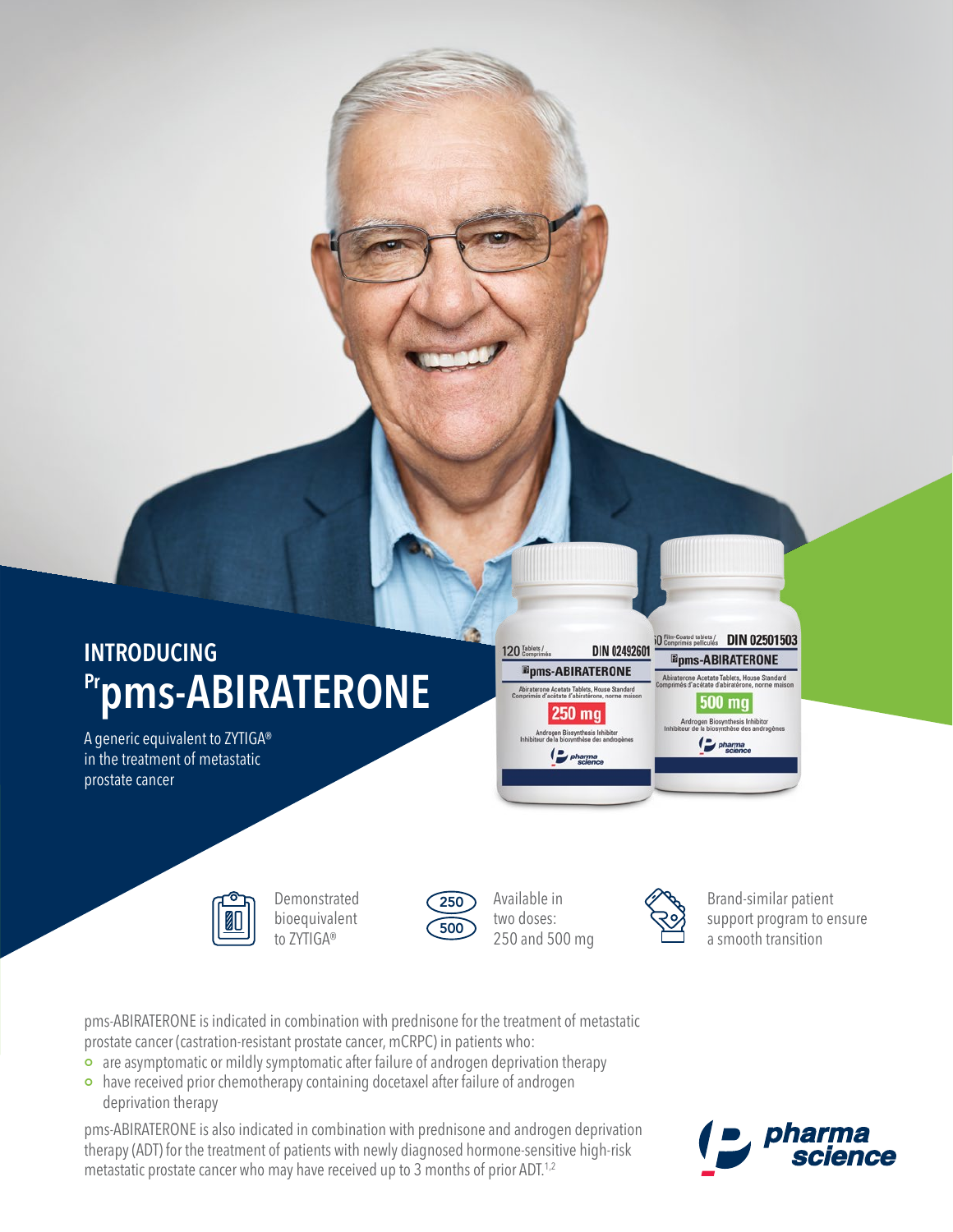## INTRODUCING

# Prpms-ABIRATERONE

A generic equivalent to ZYTIGA® in the treatment of metastatic prostate cancer

Demonstrated bioequivalent to ZYTIGA®

Available in two doses: 250 and 500 mg

Brand-similar patient support program to ensure a smooth transition

pms-ABIRATERONE is indicated in combination with prednisone for the treatment of metastatic prostate cancer (castration-resistant prostate cancer, mCRPC) in patients who:

- are asymptomatic or mildly symptomatic after failure of androgen deprivation therapy
- have received prior chemotherapy containing docetaxel after failure of androgen deprivation therapy

pms-ABIRATERONE is also indicated in combination with prednisone and androgen deprivation therapy (ADT) for the treatment of patients with newly diagnosed hormone-sensitive high-risk metastatic prostate cancer who may have received up to 3 months of prior ADT.[1,2]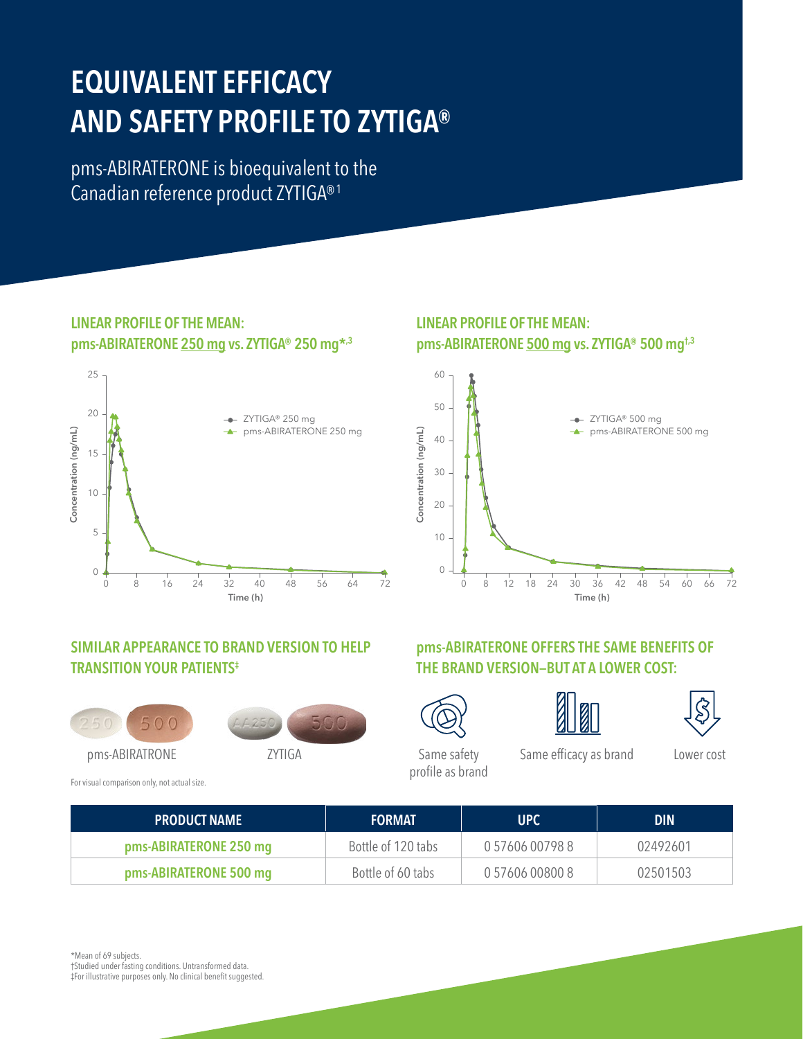# EQUIVALENT EFFICACY AND SAFETY PROFILE TO ZYTIGA®

pms-ABIRATERONE is bioequivalent to the Canadian reference product ZYTIGA®[1]

### LINEAR PROFILE OF THE MEAN: pms-ABIRATERONE 250 mg vs. ZYTIGA® 250 mg*[,3]

### LINEAR PROFILE OF THE MEAN: pms-ABIRATERONE 500 mg vs. ZYTIGA® 500 mg†[,3]

### SIMILAR APPEARANCE TO BRAND VERSION TO HELP TRANSITION YOUR PATIENTS‡

pms-ABIRATRONE

ZYTIGA

For visual comparison only, not actual size.

### pms-ABIRATERONE OFFERS THE SAME BENEFITS OF THE BRAND VERSION—BUT AT A LOWER COST:

- Same safety profile as brand
- Same efficacy as brand
- Lower cost

| PRODUCT NAME | FORMAT | UPC | DIN |
| --- | --- | --- | --- |
| pms-ABIRATERONE 250 mg | Bottle of 120 tabs | 0 57606 00798 8 | 02492601 |
| pms-ABIRATERONE 500 mg | Bottle of 60 tabs | 0 57606 00800 8 | 02501503 |

*Mean of 69 subjects.
†Studied under fasting conditions. Untransformed data.
‡For illustrative purposes only. No clinical benefit suggested.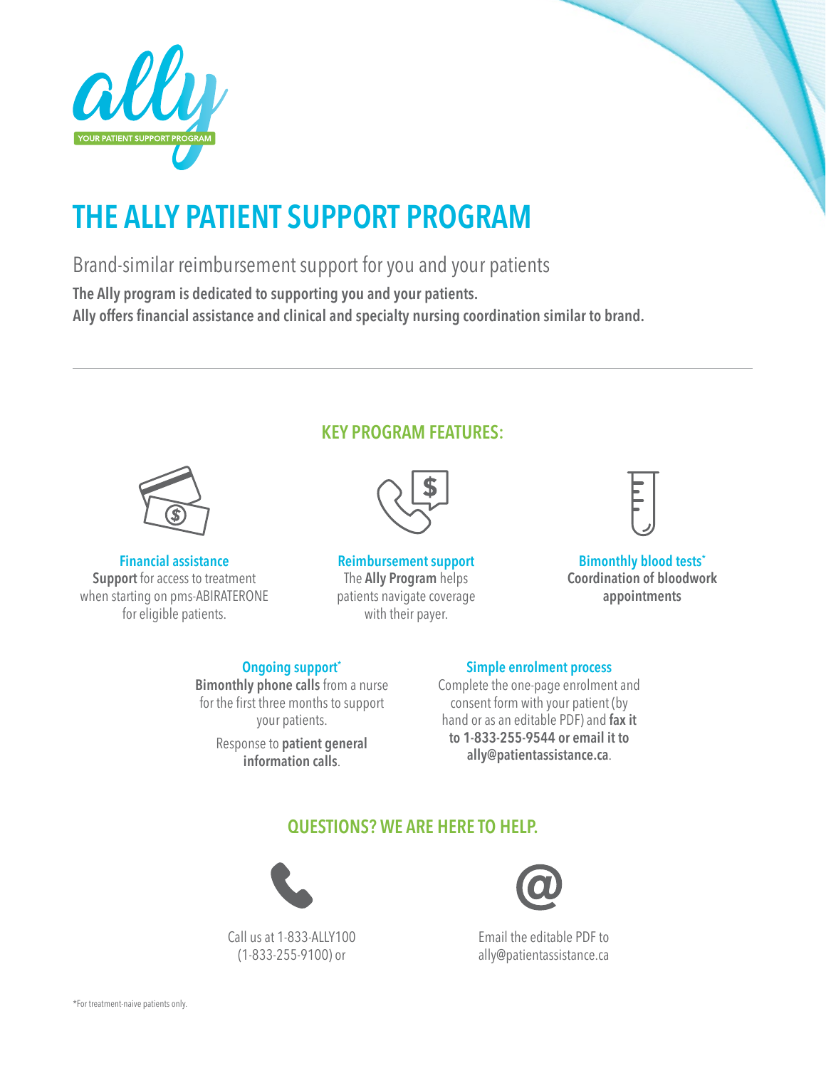ally
YOUR PATIENT SUPPORT PROGRAM

# THE ALLY PATIENT SUPPORT PROGRAM

Brand-similar reimbursement support for you and your patients

**The Ally program is dedicated to supporting you and your patients.**
**Ally offers financial assistance and clinical and specialty nursing coordination similar to brand.**

---

## KEY PROGRAM FEATURES:

### Financial assistance

**Support** for access to treatment when starting on pms-ABIRATERONE for eligible patients.

### Reimbursement support

The **Ally Program** helps patients navigate coverage with their payer.

### Bimonthly blood tests*

**Coordination of bloodwork appointments**

### Ongoing support*

**Bimonthly phone calls** from a nurse for the first three months to support your patients.

Response to **patient general information calls**.

### Simple enrolment process

Complete the one-page enrolment and consent form with your patient (by hand or as an editable PDF) and **fax it to 1-833-255-9544 or email it to ally@patientassistance.ca**.

## QUESTIONS? WE ARE HERE TO HELP.

Call us at 1-833-ALLY100 (1-833-255-9100) or

Email the editable PDF to ally@patientassistance.ca

*For treatment-naive patients only.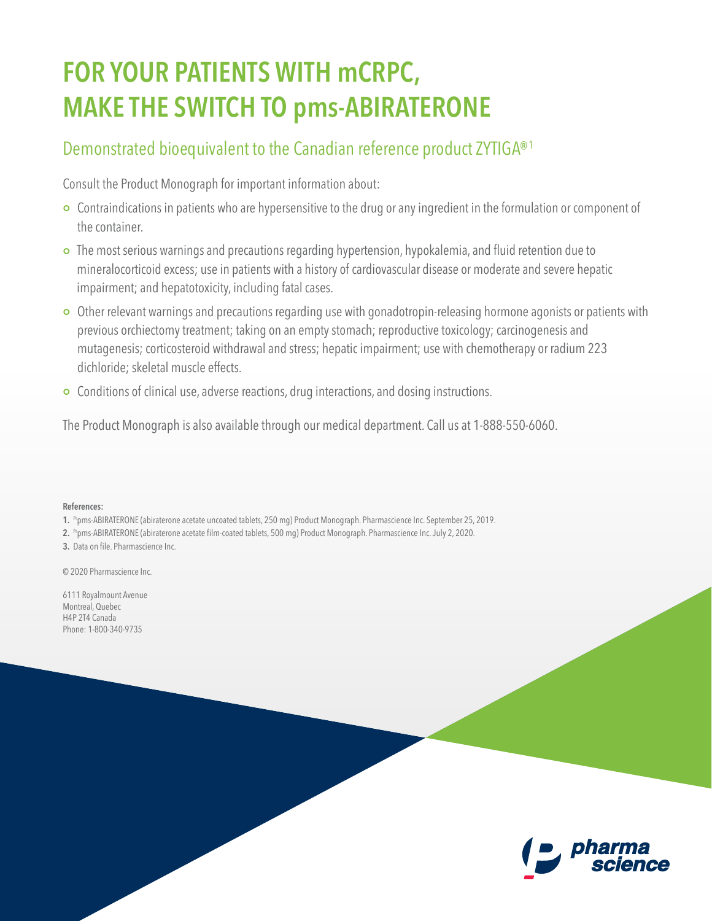# FOR YOUR PATIENTS WITH mCRPC, MAKE THE SWITCH TO pms-ABIRATERONE

## Demonstrated bioequivalent to the Canadian reference product ZYTIGA®[1]

Consult the Product Monograph for important information about:

- Contraindications in patients who are hypersensitive to the drug or any ingredient in the formulation or component of the container.
- The most serious warnings and precautions regarding hypertension, hypokalemia, and fluid retention due to mineralocorticoid excess; use in patients with a history of cardiovascular disease or moderate and severe hepatic impairment; and hepatotoxicity, including fatal cases.
- Other relevant warnings and precautions regarding use with gonadotropin-releasing hormone agonists or patients with previous orchiectomy treatment; taking on an empty stomach; reproductive toxicology; carcinogenesis and mutagenesis; corticosteroid withdrawal and stress; hepatic impairment; use with chemotherapy or radium 223 dichloride; skeletal muscle effects.
- Conditions of clinical use, adverse reactions, drug interactions, and dosing instructions.

The Product Monograph is also available through our medical department. Call us at 1-888-550-6060.

**References:**

1. Prpms-ABIRATERONE (abiraterone acetate uncoated tablets, 250 mg) Product Monograph. Pharmascience Inc. September 25, 2019.
2. Prpms-ABIRATERONE (abiraterone acetate film-coated tablets, 500 mg) Product Monograph. Pharmascience Inc. July 2, 2020.
3. Data on file. Pharmascience Inc.

© 2020 Pharmascience Inc.

6111 Royalmount Avenue
Montreal, Quebec
H4P 2T4 Canada
Phone: 1-800-340-9735

pharma science